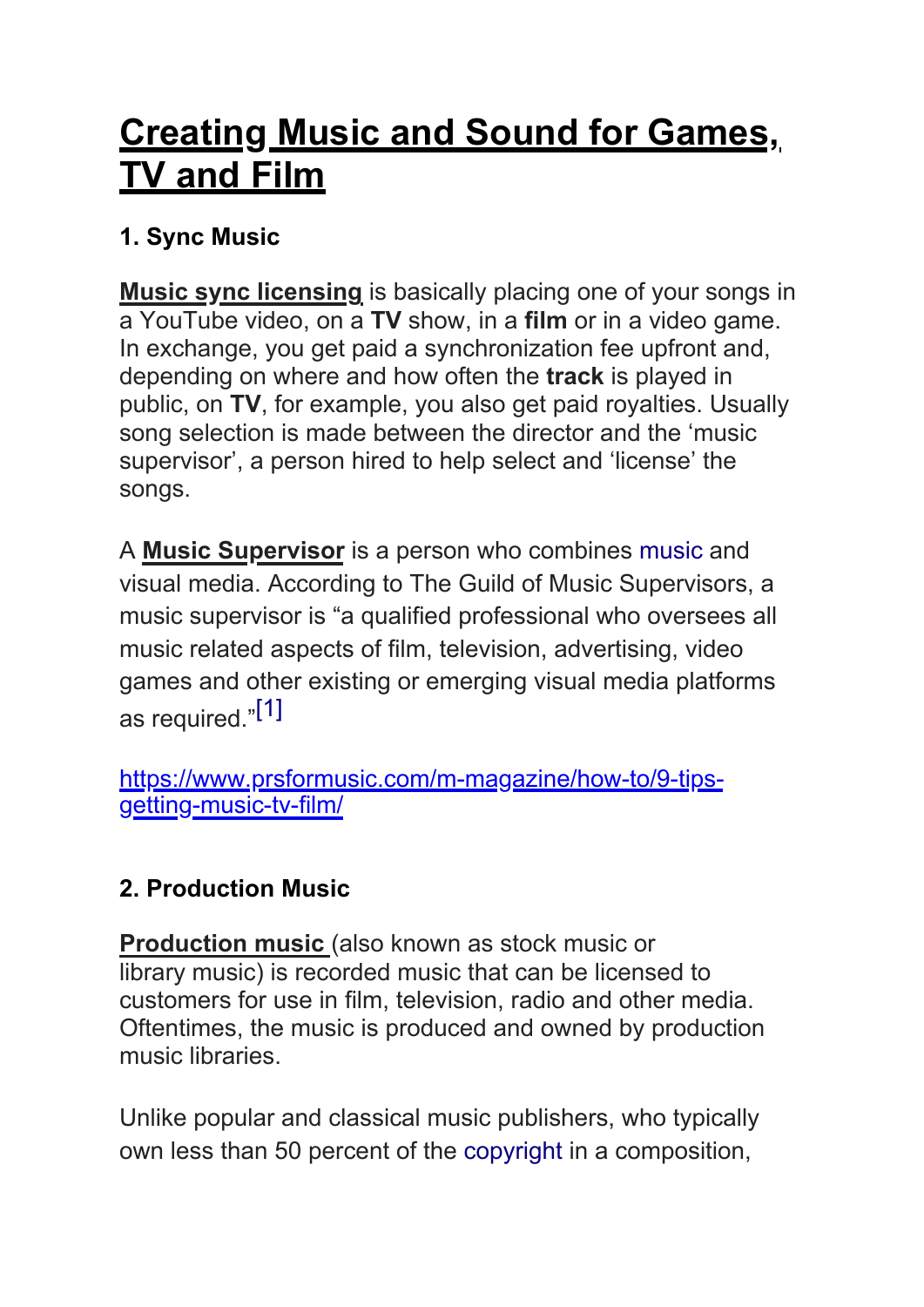# Creating Music and Sound for Games, TV and Film

### 1. Sync Music

**Music sync licensing** is basically placing one of your songs in a YouTube video, on a **TV** show, in a **film** or in a video game. In exchange, you get paid a synchronization fee upfront and, depending on where and how often the **track** is played in public, on **TV**, for example, you also get paid royalties. Usually song selection is made between the director and the 'music supervisor', a person hired to help select and 'license' the songs.

A **Music Supervisor** is a person who combines music and visual media. According to The Guild of Music Supervisors, a music supervisor is "a qualified professional who oversees all music related aspects of film, television, advertising, video games and other existing or emerging visual media platforms as required."[1]

https://www.prsformusic.com/m-magazine/how-to/9-tips-getting-music-tv-film/

### 2. Production Music

**Production music** (also known as stock music or library music) is recorded music that can be licensed to customers for use in film, television, radio and other media. Oftentimes, the music is produced and owned by production music libraries.

Unlike popular and classical music publishers, who typically own less than 50 percent of the copyright in a composition,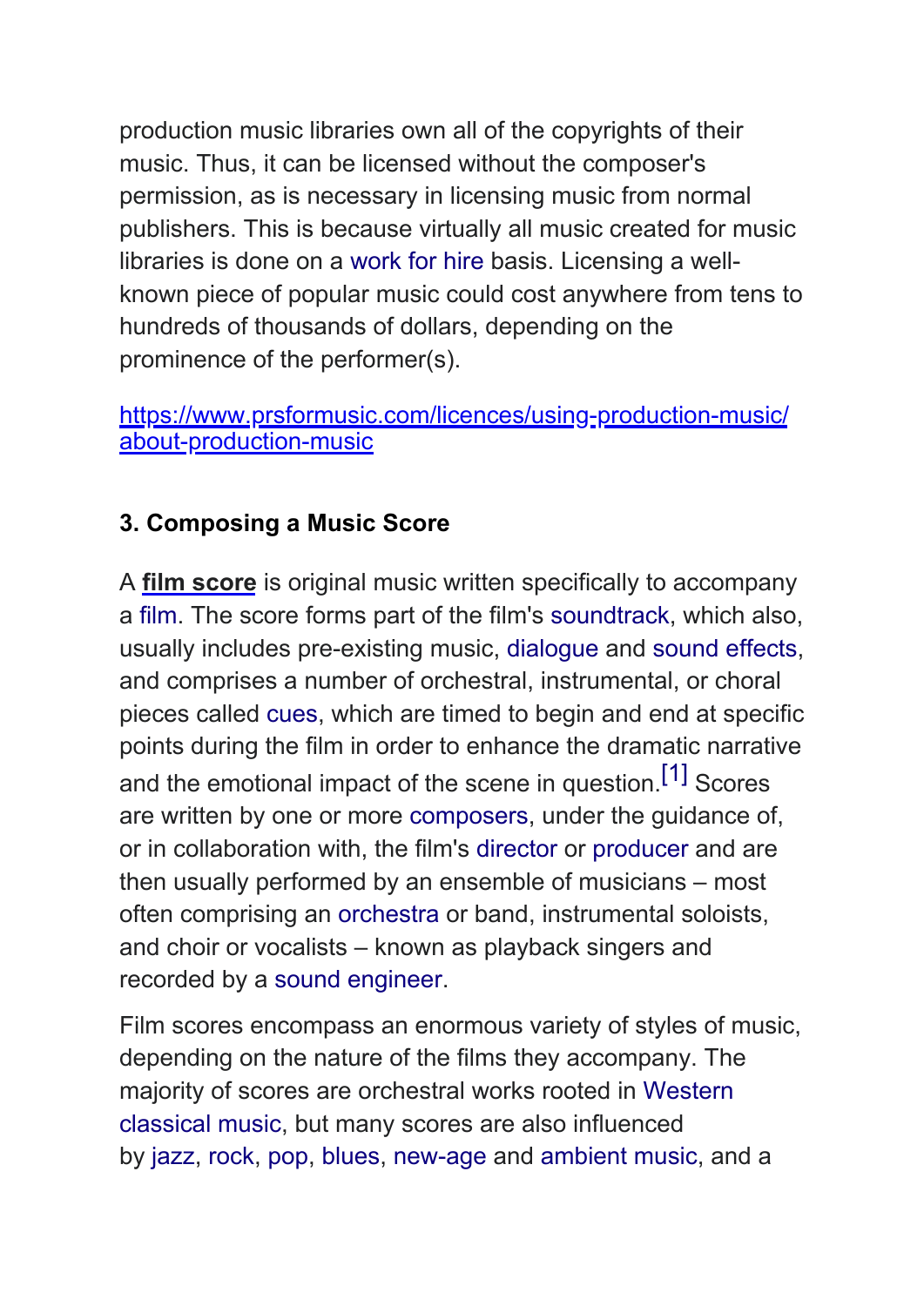production music libraries own all of the copyrights of their music. Thus, it can be licensed without the composer's permission, as is necessary in licensing music from normal publishers. This is because virtually all music created for music libraries is done on a work for hire basis. Licensing a well-known piece of popular music could cost anywhere from tens to hundreds of thousands of dollars, depending on the prominence of the performer(s).

https://www.prsformusic.com/licences/using-production-music/about-production-music

### 3. Composing a Music Score

A **film score** is original music written specifically to accompany a film. The score forms part of the film's soundtrack, which also, usually includes pre-existing music, dialogue and sound effects, and comprises a number of orchestral, instrumental, or choral pieces called cues, which are timed to begin and end at specific points during the film in order to enhance the dramatic narrative and the emotional impact of the scene in question.[1] Scores are written by one or more composers, under the guidance of, or in collaboration with, the film's director or producer and are then usually performed by an ensemble of musicians – most often comprising an orchestra or band, instrumental soloists, and choir or vocalists – known as playback singers and recorded by a sound engineer.

Film scores encompass an enormous variety of styles of music, depending on the nature of the films they accompany. The majority of scores are orchestral works rooted in Western classical music, but many scores are also influenced by jazz, rock, pop, blues, new-age and ambient music, and a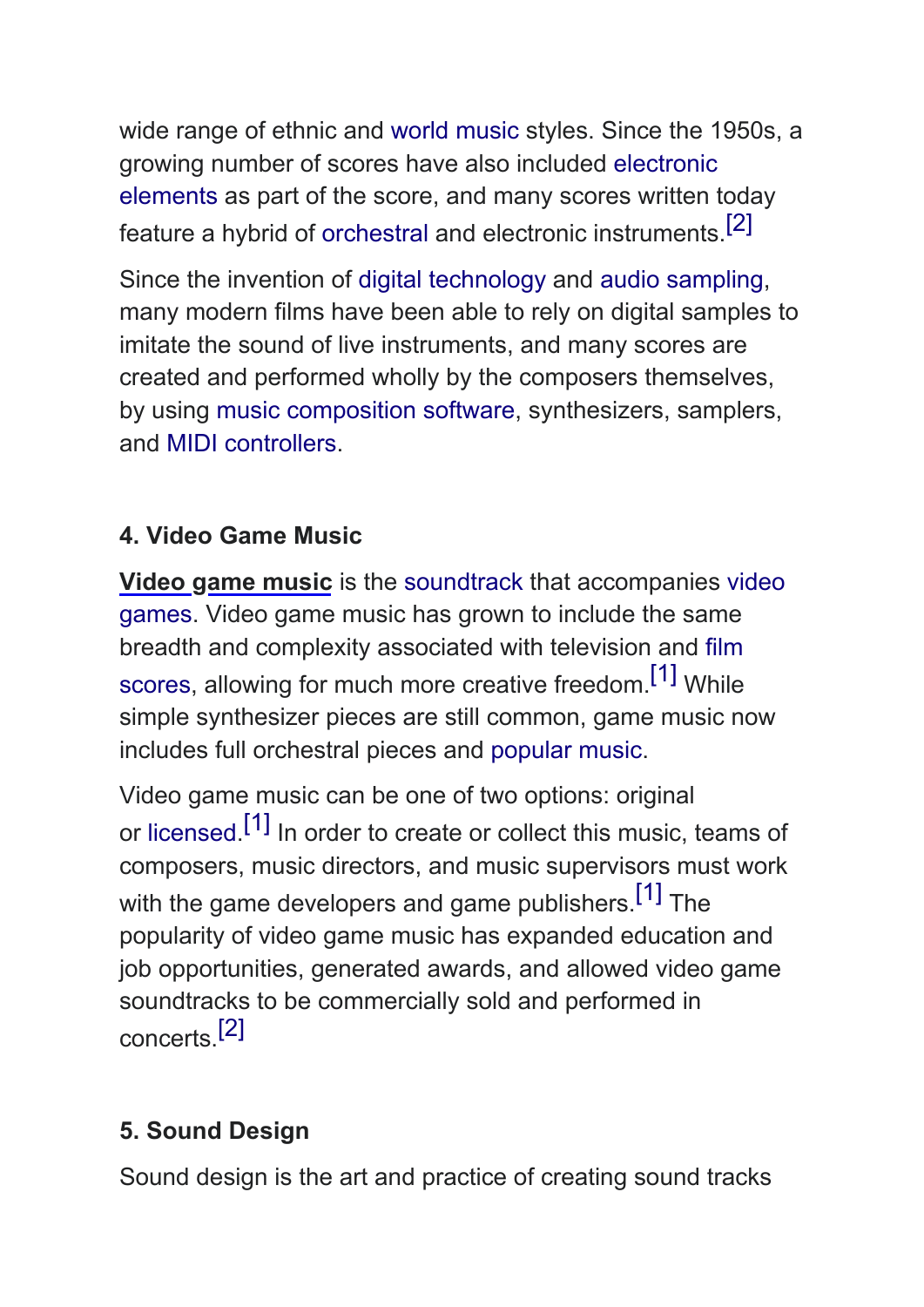wide range of ethnic and world music styles. Since the 1950s, a growing number of scores have also included electronic elements as part of the score, and many scores written today feature a hybrid of orchestral and electronic instruments.[2]

Since the invention of digital technology and audio sampling, many modern films have been able to rely on digital samples to imitate the sound of live instruments, and many scores are created and performed wholly by the composers themselves, by using music composition software, synthesizers, samplers, and MIDI controllers.

### 4. Video Game Music

**Video game music** is the soundtrack that accompanies video games. Video game music has grown to include the same breadth and complexity associated with television and film scores, allowing for much more creative freedom.[1] While simple synthesizer pieces are still common, game music now includes full orchestral pieces and popular music.

Video game music can be one of two options: original or licensed.[1] In order to create or collect this music, teams of composers, music directors, and music supervisors must work with the game developers and game publishers.[1] The popularity of video game music has expanded education and job opportunities, generated awards, and allowed video game soundtracks to be commercially sold and performed in concerts.[2]

### 5. Sound Design

Sound design is the art and practice of creating sound tracks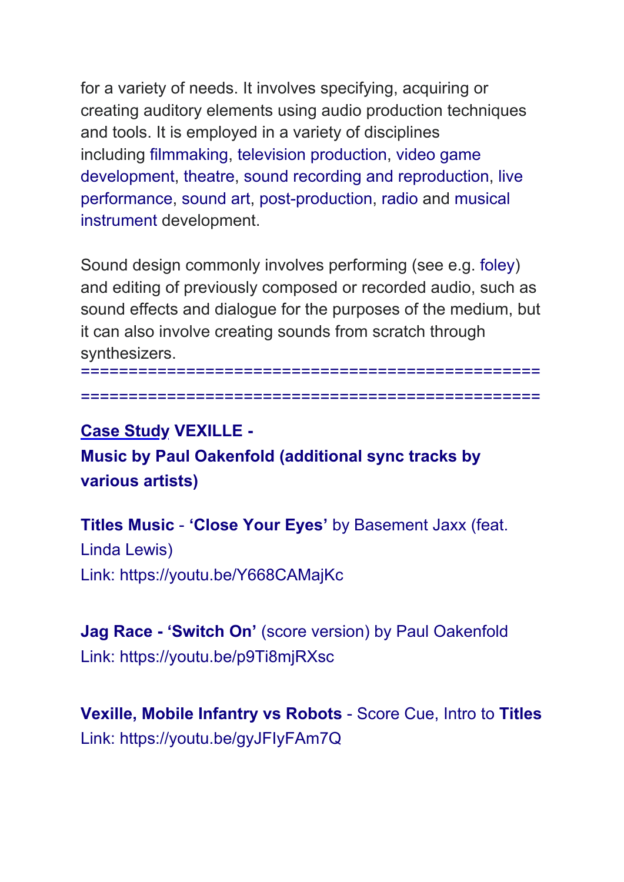for a variety of needs. It involves specifying, acquiring or creating auditory elements using audio production techniques and tools. It is employed in a variety of disciplines including filmmaking, television production, video game development, theatre, sound recording and reproduction, live performance, sound art, post-production, radio and musical instrument development.

Sound design commonly involves performing (see e.g. foley) and editing of previously composed or recorded audio, such as sound effects and dialogue for the purposes of the medium, but it can also involve creating sounds from scratch through synthesizers.
==================================================
==================================================

**Case Study VEXILLE -**
**Music by Paul Oakenfold (additional sync tracks by various artists)**

**Titles Music** - **'Close Your Eyes'** by Basement Jaxx (feat. Linda Lewis)
Link: https://youtu.be/Y668CAMajKc

**Jag Race - 'Switch On'** (score version) by Paul Oakenfold
Link: https://youtu.be/p9Ti8mjRXsc

**Vexille, Mobile Infantry vs Robots** - Score Cue, Intro to **Titles**
Link: https://youtu.be/gyJFIyFAm7Q